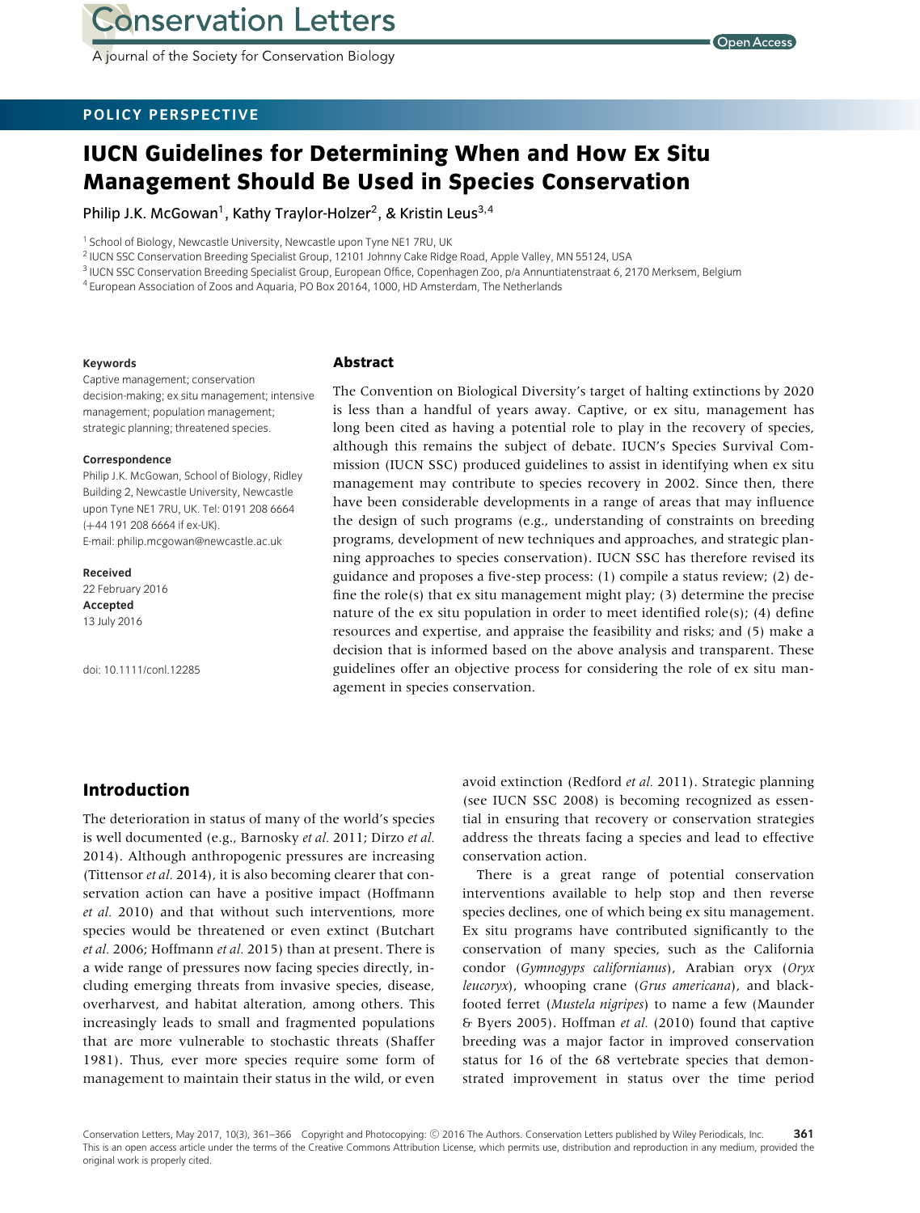# IUCN Guidelines for Determining When and How Ex Situ Management Should Be Used in Species Conservation

Philip J.K. McGowan[1], Kathy Traylor-Holzer[2], & Kristin Leus[3,4]

[1] School of Biology, Newcastle University, Newcastle upon Tyne NE1 7RU, UK
[2] IUCN SSC Conservation Breeding Specialist Group, 12101 Johnny Cake Ridge Road, Apple Valley, MN 55124, USA
[3] IUCN SSC Conservation Breeding Specialist Group, European Office, Copenhagen Zoo, p/a Annuntiatenstraat 6, 2170 Merksem, Belgium
[4] European Association of Zoos and Aquaria, PO Box 20164, 1000, HD Amsterdam, The Netherlands

**Keywords**
Captive management; conservation decision-making; ex situ management; intensive management; population management; strategic planning; threatened species.

**Correspondence**
Philip J.K. McGowan, School of Biology, Ridley Building 2, Newcastle University, Newcastle upon Tyne NE1 7RU, UK. Tel: 0191 208 6664 (+44 191 208 6664 if ex-UK).
E-mail: philip.mcgowan@newcastle.ac.uk

**Received**
22 February 2016
**Accepted**
13 July 2016

doi: 10.1111/conl.12285

## Abstract

The Convention on Biological Diversity's target of halting extinctions by 2020 is less than a handful of years away. Captive, or ex situ, management has long been cited as having a potential role to play in the recovery of species, although this remains the subject of debate. IUCN's Species Survival Commission (IUCN SSC) produced guidelines to assist in identifying when ex situ management may contribute to species recovery in 2002. Since then, there have been considerable developments in a range of areas that may influence the design of such programs (e.g., understanding of constraints on breeding programs, development of new techniques and approaches, and strategic planning approaches to species conservation). IUCN SSC has therefore revised its guidance and proposes a five-step process: (1) compile a status review; (2) define the role(s) that ex situ management might play; (3) determine the precise nature of the ex situ population in order to meet identified role(s); (4) define resources and expertise, and appraise the feasibility and risks; and (5) make a decision that is informed based on the above analysis and transparent. These guidelines offer an objective process for considering the role of ex situ management in species conservation.

## Introduction

The deterioration in status of many of the world's species is well documented (e.g., Barnosky *et al.* 2011; Dirzo *et al.* 2014). Although anthropogenic pressures are increasing (Tittensor *et al.* 2014), it is also becoming clearer that conservation action can have a positive impact (Hoffmann *et al.* 2010) and that without such interventions, more species would be threatened or even extinct (Butchart *et al.* 2006; Hoffmann *et al.* 2015) than at present. There is a wide range of pressures now facing species directly, including emerging threats from invasive species, disease, overharvest, and habitat alteration, among others. This increasingly leads to small and fragmented populations that are more vulnerable to stochastic threats (Shaffer 1981). Thus, ever more species require some form of management to maintain their status in the wild, or even avoid extinction (Redford *et al.* 2011). Strategic planning (see IUCN SSC 2008) is becoming recognized as essential in ensuring that recovery or conservation strategies address the threats facing a species and lead to effective conservation action.

There is a great range of potential conservation interventions available to help stop and then reverse species declines, one of which being ex situ management. Ex situ programs have contributed significantly to the conservation of many species, such as the California condor (*Gymnogyps californianus*), Arabian oryx (*Oryx leucoryx*), whooping crane (*Grus americana*), and black-footed ferret (*Mustela nigripes*) to name a few (Maunder & Byers 2005). Hoffman *et al.* (2010) found that captive breeding was a major factor in improved conservation status for 16 of the 68 vertebrate species that demonstrated improvement in status over the time period

This is an open access article under the terms of the Creative Commons Attribution License, which permits use, distribution and reproduction in any medium, provided the original work is properly cited.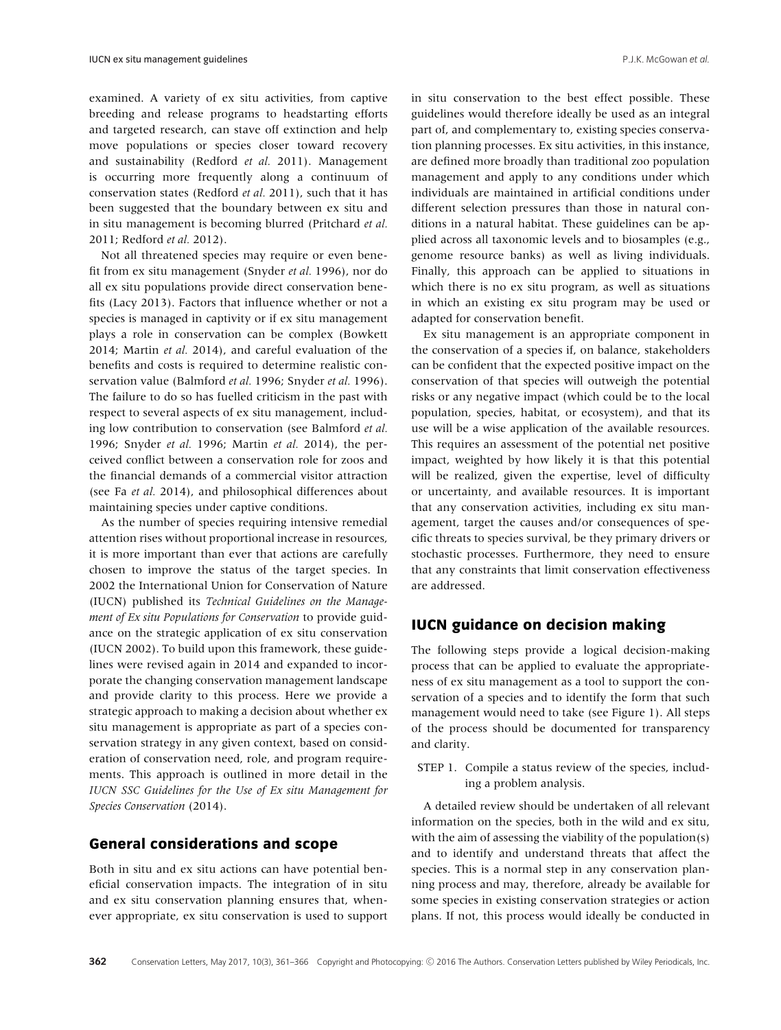examined. A variety of ex situ activities, from captive breeding and release programs to headstarting efforts and targeted research, can stave off extinction and help move populations or species closer toward recovery and sustainability (Redford *et al.* 2011). Management is occurring more frequently along a continuum of conservation states (Redford *et al.* 2011), such that it has been suggested that the boundary between ex situ and in situ management is becoming blurred (Pritchard *et al.* 2011; Redford *et al.* 2012).

Not all threatened species may require or even benefit from ex situ management (Snyder *et al.* 1996), nor do all ex situ populations provide direct conservation benefits (Lacy 2013). Factors that influence whether or not a species is managed in captivity or if ex situ management plays a role in conservation can be complex (Bowkett 2014; Martin *et al.* 2014), and careful evaluation of the benefits and costs is required to determine realistic conservation value (Balmford *et al.* 1996; Snyder *et al.* 1996). The failure to do so has fuelled criticism in the past with respect to several aspects of ex situ management, including low contribution to conservation (see Balmford *et al.* 1996; Snyder *et al.* 1996; Martin *et al.* 2014), the perceived conflict between a conservation role for zoos and the financial demands of a commercial visitor attraction (see Fa *et al.* 2014), and philosophical differences about maintaining species under captive conditions.

As the number of species requiring intensive remedial attention rises without proportional increase in resources, it is more important than ever that actions are carefully chosen to improve the status of the target species. In 2002 the International Union for Conservation of Nature (IUCN) published its *Technical Guidelines on the Management of Ex situ Populations for Conservation* to provide guidance on the strategic application of ex situ conservation (IUCN 2002). To build upon this framework, these guidelines were revised again in 2014 and expanded to incorporate the changing conservation management landscape and provide clarity to this process. Here we provide a strategic approach to making a decision about whether ex situ management is appropriate as part of a species conservation strategy in any given context, based on consideration of conservation need, role, and program requirements. This approach is outlined in more detail in the *IUCN SSC Guidelines for the Use of Ex situ Management for Species Conservation* (2014).

## General considerations and scope

Both in situ and ex situ actions can have potential beneficial conservation impacts. The integration of in situ and ex situ conservation planning ensures that, whenever appropriate, ex situ conservation is used to support in situ conservation to the best effect possible. These guidelines would therefore ideally be used as an integral part of, and complementary to, existing species conservation planning processes. Ex situ activities, in this instance, are defined more broadly than traditional zoo population management and apply to any conditions under which individuals are maintained in artificial conditions under different selection pressures than those in natural conditions in a natural habitat. These guidelines can be applied across all taxonomic levels and to biosamples (e.g., genome resource banks) as well as living individuals. Finally, this approach can be applied to situations in which there is no ex situ program, as well as situations in which an existing ex situ program may be used or adapted for conservation benefit.

Ex situ management is an appropriate component in the conservation of a species if, on balance, stakeholders can be confident that the expected positive impact on the conservation of that species will outweigh the potential risks or any negative impact (which could be to the local population, species, habitat, or ecosystem), and that its use will be a wise application of the available resources. This requires an assessment of the potential net positive impact, weighted by how likely it is that this potential will be realized, given the expertise, level of difficulty or uncertainty, and available resources. It is important that any conservation activities, including ex situ management, target the causes and/or consequences of specific threats to species survival, be they primary drivers or stochastic processes. Furthermore, they need to ensure that any constraints that limit conservation effectiveness are addressed.

## IUCN guidance on decision making

The following steps provide a logical decision-making process that can be applied to evaluate the appropriateness of ex situ management as a tool to support the conservation of a species and to identify the form that such management would need to take (see Figure 1). All steps of the process should be documented for transparency and clarity.

STEP 1. Compile a status review of the species, including a problem analysis.

A detailed review should be undertaken of all relevant information on the species, both in the wild and ex situ, with the aim of assessing the viability of the population(s) and to identify and understand threats that affect the species. This is a normal step in any conservation planning process and may, therefore, already be available for some species in existing conservation strategies or action plans. If not, this process would ideally be conducted in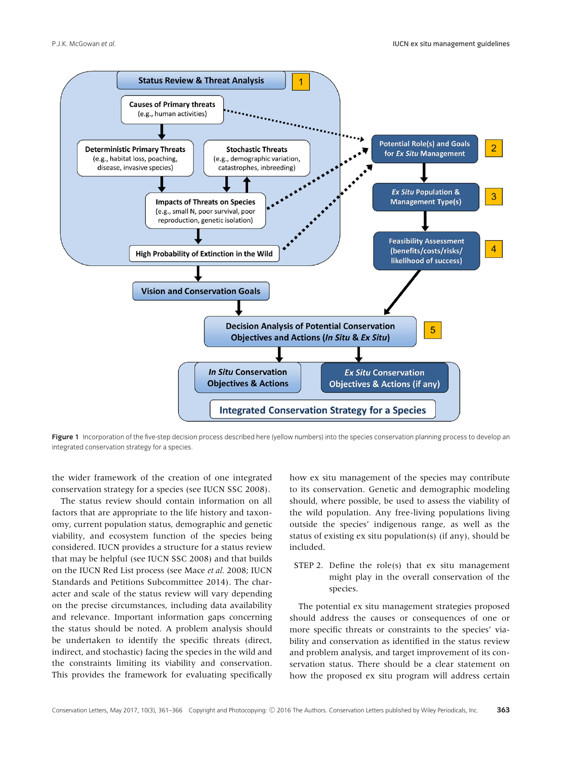Status Review & Threat Analysis 1

Causes of Primary threats (e.g., human activities)

Deterministic Primary Threats (e.g., habitat loss, poaching, disease, invasive species)

Stochastic Threats (e.g., demographic variation, catastrophes, inbreeding)

Impacts of Threats on Species (e.g., small N, poor survival, poor reproduction, genetic isolation)

High Probability of Extinction in the Wild

Potential Role(s) and Goals for *Ex Situ* Management 2

*Ex Situ* Population & Management Type(s) 3

Feasibility Assessment (benefits/costs/risks/ likelihood of success) 4

Vision and Conservation Goals

Decision Analysis of Potential Conservation Objectives and Actions (*In Situ* & *Ex Situ*) 5

*In Situ* Conservation Objectives & Actions

*Ex Situ* Conservation Objectives & Actions (if any)

Integrated Conservation Strategy for a Species

**Figure 1** Incorporation of the five-step decision process described here (yellow numbers) into the species conservation planning process to develop an integrated conservation strategy for a species.

the wider framework of the creation of one integrated conservation strategy for a species (see IUCN SSC 2008).

The status review should contain information on all factors that are appropriate to the life history and taxonomy, current population status, demographic and genetic viability, and ecosystem function of the species being considered. IUCN provides a structure for a status review that may be helpful (see IUCN SSC 2008) and that builds on the IUCN Red List process (see Mace *et al.* 2008; IUCN Standards and Petitions Subcommittee 2014). The character and scale of the status review will vary depending on the precise circumstances, including data availability and relevance. Important information gaps concerning the status should be noted. A problem analysis should be undertaken to identify the specific threats (direct, indirect, and stochastic) facing the species in the wild and the constraints limiting its viability and conservation. This provides the framework for evaluating specifically how ex situ management of the species may contribute to its conservation. Genetic and demographic modeling should, where possible, be used to assess the viability of the wild population. Any free-living populations living outside the species' indigenous range, as well as the status of existing ex situ population(s) (if any), should be included.

STEP 2. Define the role(s) that ex situ management might play in the overall conservation of the species.

The potential ex situ management strategies proposed should address the causes or consequences of one or more specific threats or constraints to the species' viability and conservation as identified in the status review and problem analysis, and target improvement of its conservation status. There should be a clear statement on how the proposed ex situ program will address certain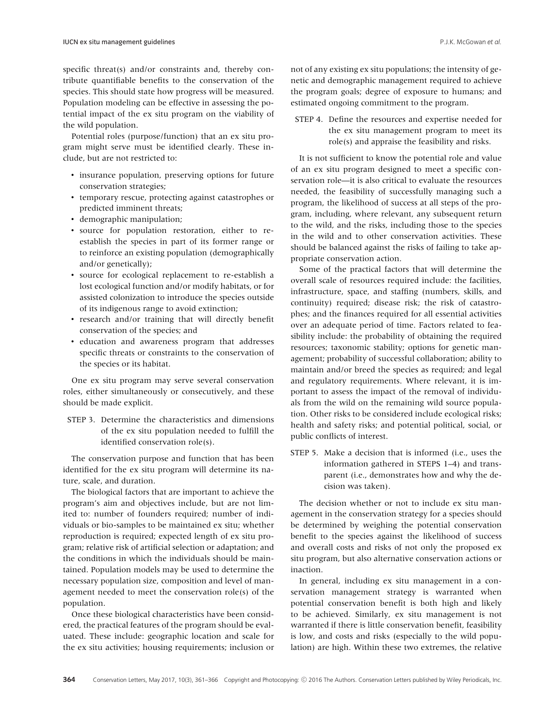specific threat(s) and/or constraints and, thereby contribute quantifiable benefits to the conservation of the species. This should state how progress will be measured. Population modeling can be effective in assessing the potential impact of the ex situ program on the viability of the wild population.

Potential roles (purpose/function) that an ex situ program might serve must be identified clearly. These include, but are not restricted to:

- insurance population, preserving options for future conservation strategies;
- temporary rescue, protecting against catastrophes or predicted imminent threats;
- demographic manipulation;
- source for population restoration, either to re-establish the species in part of its former range or to reinforce an existing population (demographically and/or genetically);
- source for ecological replacement to re-establish a lost ecological function and/or modify habitats, or for assisted colonization to introduce the species outside of its indigenous range to avoid extinction;
- research and/or training that will directly benefit conservation of the species; and
- education and awareness program that addresses specific threats or constraints to the conservation of the species or its habitat.

One ex situ program may serve several conservation roles, either simultaneously or consecutively, and these should be made explicit.

STEP 3. Determine the characteristics and dimensions of the ex situ population needed to fulfill the identified conservation role(s).

The conservation purpose and function that has been identified for the ex situ program will determine its nature, scale, and duration.

The biological factors that are important to achieve the program's aim and objectives include, but are not limited to: number of founders required; number of individuals or bio-samples to be maintained ex situ; whether reproduction is required; expected length of ex situ program; relative risk of artificial selection or adaptation; and the conditions in which the individuals should be maintained. Population models may be used to determine the necessary population size, composition and level of management needed to meet the conservation role(s) of the population.

Once these biological characteristics have been considered, the practical features of the program should be evaluated. These include: geographic location and scale for the ex situ activities; housing requirements; inclusion or not of any existing ex situ populations; the intensity of genetic and demographic management required to achieve the program goals; degree of exposure to humans; and estimated ongoing commitment to the program.

STEP 4. Define the resources and expertise needed for the ex situ management program to meet its role(s) and appraise the feasibility and risks.

It is not sufficient to know the potential role and value of an ex situ program designed to meet a specific conservation role—it is also critical to evaluate the resources needed, the feasibility of successfully managing such a program, the likelihood of success at all steps of the program, including, where relevant, any subsequent return to the wild, and the risks, including those to the species in the wild and to other conservation activities. These should be balanced against the risks of failing to take appropriate conservation action.

Some of the practical factors that will determine the overall scale of resources required include: the facilities, infrastructure, space, and staffing (numbers, skills, and continuity) required; disease risk; the risk of catastrophes; and the finances required for all essential activities over an adequate period of time. Factors related to feasibility include: the probability of obtaining the required resources; taxonomic stability; options for genetic management; probability of successful collaboration; ability to maintain and/or breed the species as required; and legal and regulatory requirements. Where relevant, it is important to assess the impact of the removal of individuals from the wild on the remaining wild source population. Other risks to be considered include ecological risks; health and safety risks; and potential political, social, or public conflicts of interest.

STEP 5. Make a decision that is informed (i.e., uses the information gathered in STEPS 1–4) and transparent (i.e., demonstrates how and why the decision was taken).

The decision whether or not to include ex situ management in the conservation strategy for a species should be determined by weighing the potential conservation benefit to the species against the likelihood of success and overall costs and risks of not only the proposed ex situ program, but also alternative conservation actions or inaction.

In general, including ex situ management in a conservation management strategy is warranted when potential conservation benefit is both high and likely to be achieved. Similarly, ex situ management is not warranted if there is little conservation benefit, feasibility is low, and costs and risks (especially to the wild population) are high. Within these two extremes, the relative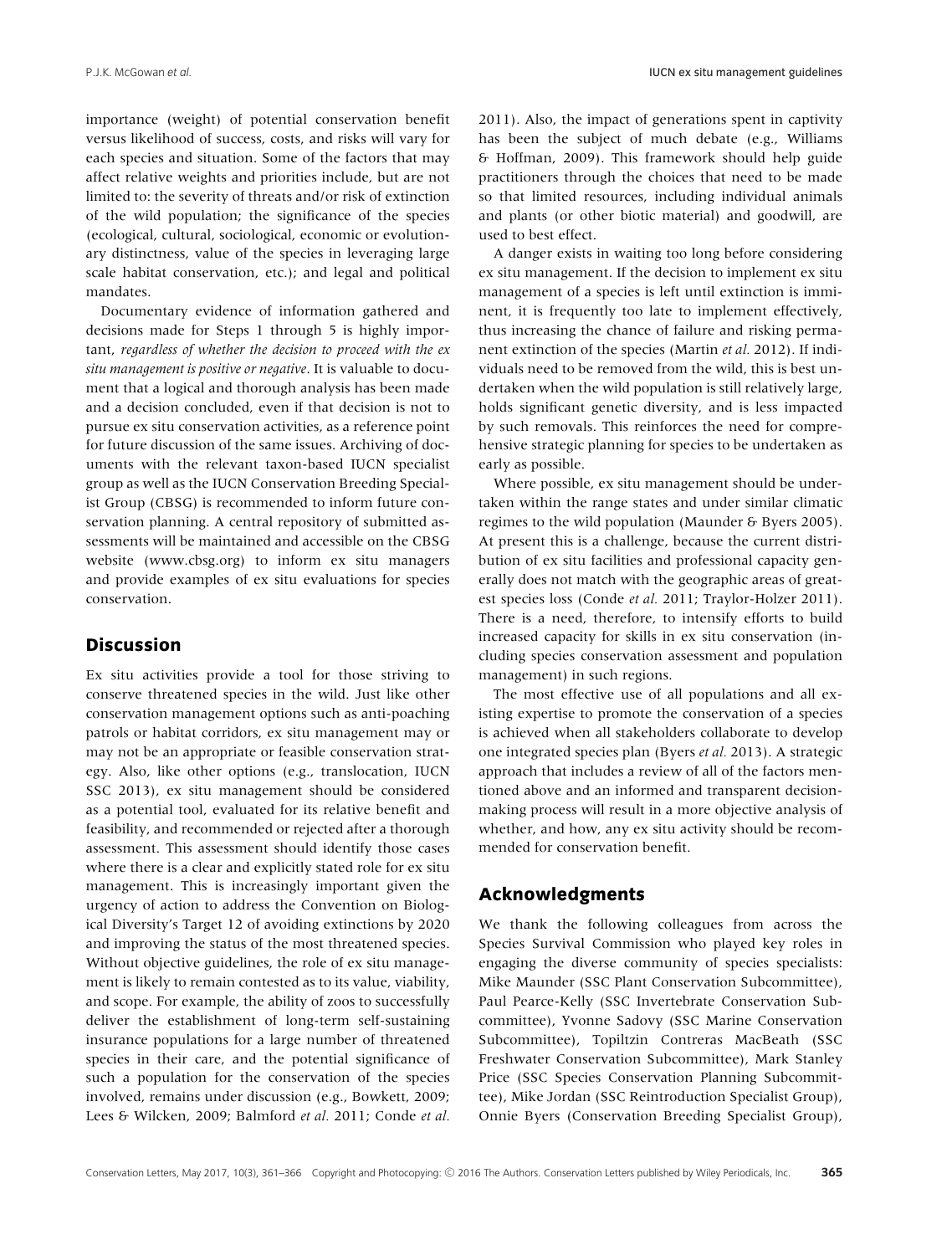importance (weight) of potential conservation benefit versus likelihood of success, costs, and risks will vary for each species and situation. Some of the factors that may affect relative weights and priorities include, but are not limited to: the severity of threats and/or risk of extinction of the wild population; the significance of the species (ecological, cultural, sociological, economic or evolutionary distinctness, value of the species in leveraging large scale habitat conservation, etc.); and legal and political mandates.

Documentary evidence of information gathered and decisions made for Steps 1 through 5 is highly important, *regardless of whether the decision to proceed with the ex situ management is positive or negative*. It is valuable to document that a logical and thorough analysis has been made and a decision concluded, even if that decision is not to pursue ex situ conservation activities, as a reference point for future discussion of the same issues. Archiving of documents with the relevant taxon-based IUCN specialist group as well as the IUCN Conservation Breeding Specialist Group (CBSG) is recommended to inform future conservation planning. A central repository of submitted assessments will be maintained and accessible on the CBSG website (www.cbsg.org) to inform ex situ managers and provide examples of ex situ evaluations for species conservation.

## Discussion

Ex situ activities provide a tool for those striving to conserve threatened species in the wild. Just like other conservation management options such as anti-poaching patrols or habitat corridors, ex situ management may or may not be an appropriate or feasible conservation strategy. Also, like other options (e.g., translocation, IUCN SSC 2013), ex situ management should be considered as a potential tool, evaluated for its relative benefit and feasibility, and recommended or rejected after a thorough assessment. This assessment should identify those cases where there is a clear and explicitly stated role for ex situ management. This is increasingly important given the urgency of action to address the Convention on Biological Diversity's Target 12 of avoiding extinctions by 2020 and improving the status of the most threatened species. Without objective guidelines, the role of ex situ management is likely to remain contested as to its value, viability, and scope. For example, the ability of zoos to successfully deliver the establishment of long-term self-sustaining insurance populations for a large number of threatened species in their care, and the potential significance of such a population for the conservation of the species involved, remains under discussion (e.g., Bowkett, 2009; Lees & Wilcken, 2009; Balmford *et al.* 2011; Conde *et al.* 2011). Also, the impact of generations spent in captivity has been the subject of much debate (e.g., Williams & Hoffman, 2009). This framework should help guide practitioners through the choices that need to be made so that limited resources, including individual animals and plants (or other biotic material) and goodwill, are used to best effect.

A danger exists in waiting too long before considering ex situ management. If the decision to implement ex situ management of a species is left until extinction is imminent, it is frequently too late to implement effectively, thus increasing the chance of failure and risking permanent extinction of the species (Martin *et al.* 2012). If individuals need to be removed from the wild, this is best undertaken when the wild population is still relatively large, holds significant genetic diversity, and is less impacted by such removals. This reinforces the need for comprehensive strategic planning for species to be undertaken as early as possible.

Where possible, ex situ management should be undertaken within the range states and under similar climatic regimes to the wild population (Maunder & Byers 2005). At present this is a challenge, because the current distribution of ex situ facilities and professional capacity generally does not match with the geographic areas of greatest species loss (Conde *et al.* 2011; Traylor-Holzer 2011). There is a need, therefore, to intensify efforts to build increased capacity for skills in ex situ conservation (including species conservation assessment and population management) in such regions.

The most effective use of all populations and all existing expertise to promote the conservation of a species is achieved when all stakeholders collaborate to develop one integrated species plan (Byers *et al.* 2013). A strategic approach that includes a review of all of the factors mentioned above and an informed and transparent decision-making process will result in a more objective analysis of whether, and how, any ex situ activity should be recommended for conservation benefit.

## Acknowledgments

We thank the following colleagues from across the Species Survival Commission who played key roles in engaging the diverse community of species specialists: Mike Maunder (SSC Plant Conservation Subcommittee), Paul Pearce-Kelly (SSC Invertebrate Conservation Subcommittee), Yvonne Sadovy (SSC Marine Conservation Subcommittee), Topiltzin Contreras MacBeath (SSC Freshwater Conservation Subcommittee), Mark Stanley Price (SSC Species Conservation Planning Subcommittee), Mike Jordan (SSC Reintroduction Specialist Group), Onnie Byers (Conservation Breeding Specialist Group),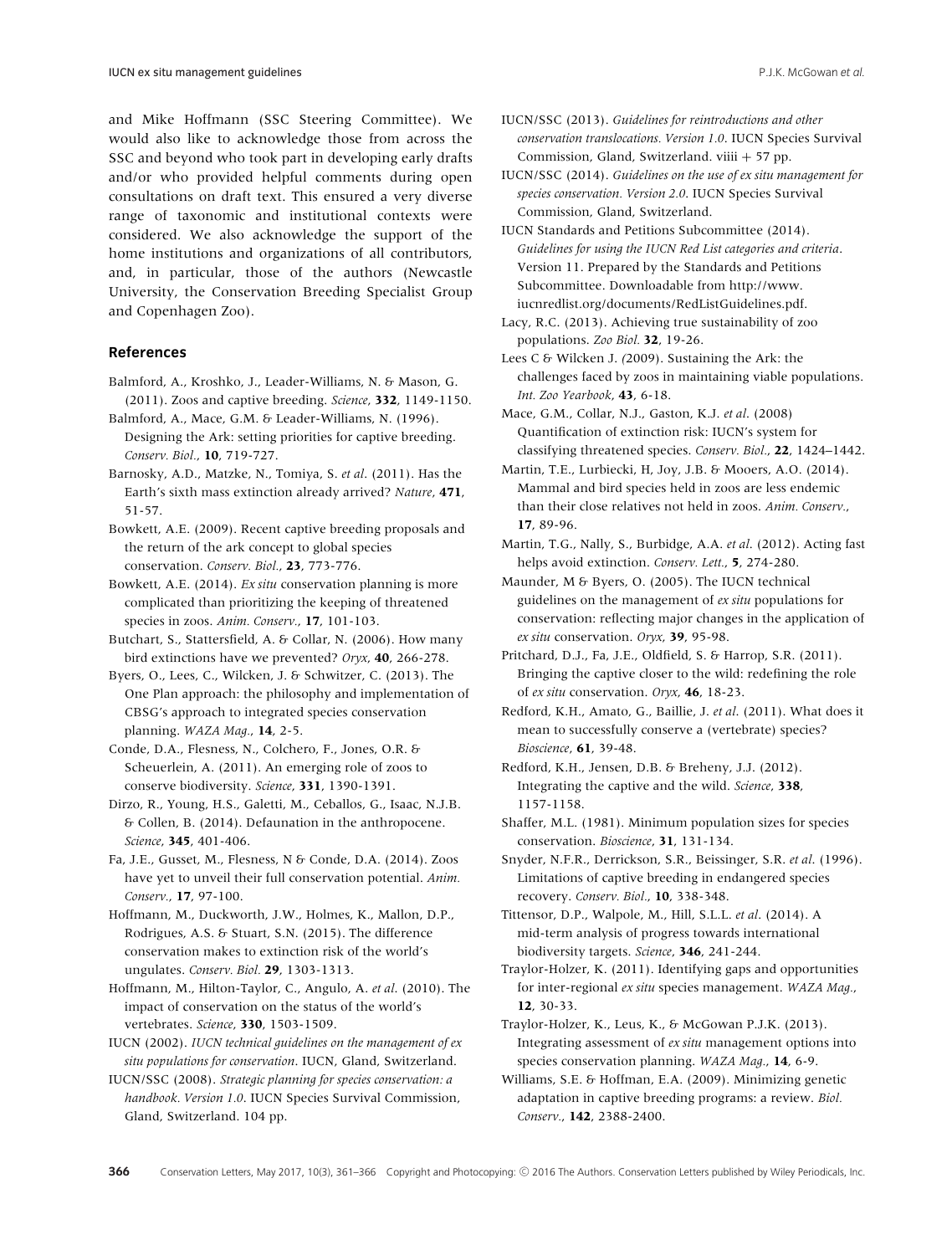and Mike Hoffmann (SSC Steering Committee). We would also like to acknowledge those from across the SSC and beyond who took part in developing early drafts and/or who provided helpful comments during open consultations on draft text. This ensured a very diverse range of taxonomic and institutional contexts were considered. We also acknowledge the support of the home institutions and organizations of all contributors, and, in particular, those of the authors (Newcastle University, the Conservation Breeding Specialist Group and Copenhagen Zoo).

## References

Balmford, A., Kroshko, J., Leader-Williams, N. & Mason, G. (2011). Zoos and captive breeding. *Science*, **332**, 1149-1150.

Balmford, A., Mace, G.M. & Leader-Williams, N. (1996). Designing the Ark: setting priorities for captive breeding. *Conserv. Biol.*, **10**, 719-727.

Barnosky, A.D., Matzke, N., Tomiya, S. *et al*. (2011). Has the Earth's sixth mass extinction already arrived? *Nature*, **471**, 51-57.

Bowkett, A.E. (2009). Recent captive breeding proposals and the return of the ark concept to global species conservation. *Conserv. Biol.*, **23**, 773-776.

Bowkett, A.E. (2014). *Ex situ* conservation planning is more complicated than prioritizing the keeping of threatened species in zoos. *Anim. Conserv.*, **17**, 101-103.

Butchart, S., Stattersfield, A. & Collar, N. (2006). How many bird extinctions have we prevented? *Oryx*, **40**, 266-278.

Byers, O., Lees, C., Wilcken, J. & Schwitzer, C. (2013). The One Plan approach: the philosophy and implementation of CBSG's approach to integrated species conservation planning. *WAZA Mag.*, **14**, 2-5.

Conde, D.A., Flesness, N., Colchero, F., Jones, O.R. & Scheuerlein, A. (2011). An emerging role of zoos to conserve biodiversity. *Science*, **331**, 1390-1391.

Dirzo, R., Young, H.S., Galetti, M., Ceballos, G., Isaac, N.J.B. & Collen, B. (2014). Defaunation in the anthropocene. *Science*, **345**, 401-406.

Fa, J.E., Gusset, M., Flesness, N & Conde, D.A. (2014). Zoos have yet to unveil their full conservation potential. *Anim. Conserv.*, **17**, 97-100.

Hoffmann, M., Duckworth, J.W., Holmes, K., Mallon, D.P., Rodrigues, A.S. & Stuart, S.N. (2015). The difference conservation makes to extinction risk of the world's ungulates. *Conserv. Biol.* **29**, 1303-1313.

Hoffmann, M., Hilton-Taylor, C., Angulo, A. *et al*. (2010). The impact of conservation on the status of the world's vertebrates. *Science*, **330**, 1503-1509.

IUCN (2002). *IUCN technical guidelines on the management of ex situ populations for conservation*. IUCN, Gland, Switzerland.

IUCN/SSC (2008). *Strategic planning for species conservation: a handbook. Version 1.0*. IUCN Species Survival Commission, Gland, Switzerland. 104 pp.

IUCN/SSC (2013). *Guidelines for reintroductions and other conservation translocations. Version 1.0*. IUCN Species Survival Commission, Gland, Switzerland. viiii + 57 pp.

IUCN/SSC (2014). *Guidelines on the use of ex situ management for species conservation. Version 2.0*. IUCN Species Survival Commission, Gland, Switzerland.

IUCN Standards and Petitions Subcommittee (2014). *Guidelines for using the IUCN Red List categories and criteria*. Version 11. Prepared by the Standards and Petitions Subcommittee. Downloadable from http://www.iucnredlist.org/documents/RedListGuidelines.pdf.

Lacy, R.C. (2013). Achieving true sustainability of zoo populations. *Zoo Biol.* **32**, 19-26.

Lees C & Wilcken J. (2009). Sustaining the Ark: the challenges faced by zoos in maintaining viable populations. *Int. Zoo Yearbook*, **43**, 6-18.

Mace, G.M., Collar, N.J., Gaston, K.J. *et al*. (2008) Quantification of extinction risk: IUCN's system for classifying threatened species. *Conserv. Biol.*, **22**, 1424–1442.

Martin, T.E., Lurbiecki, H, Joy, J.B. & Mooers, A.O. (2014). Mammal and bird species held in zoos are less endemic than their close relatives not held in zoos. *Anim. Conserv.*, **17**, 89-96.

Martin, T.G., Nally, S., Burbidge, A.A. *et al*. (2012). Acting fast helps avoid extinction. *Conserv. Lett.*, **5**, 274-280.

Maunder, M & Byers, O. (2005). The IUCN technical guidelines on the management of *ex situ* populations for conservation: reflecting major changes in the application of *ex situ* conservation. *Oryx*, **39**, 95-98.

Pritchard, D.J., Fa, J.E., Oldfield, S. & Harrop, S.R. (2011). Bringing the captive closer to the wild: redefining the role of *ex situ* conservation. *Oryx*, **46**, 18-23.

Redford, K.H., Amato, G., Baillie, J. *et al*. (2011). What does it mean to successfully conserve a (vertebrate) species? *Bioscience*, **61**, 39-48.

Redford, K.H., Jensen, D.B. & Breheny, J.J. (2012). Integrating the captive and the wild. *Science*, **338**, 1157-1158.

Shaffer, M.L. (1981). Minimum population sizes for species conservation. *Bioscience*, **31**, 131-134.

Snyder, N.F.R., Derrickson, S.R., Beissinger, S.R. *et al*. (1996). Limitations of captive breeding in endangered species recovery. *Conserv. Biol.*, **10**, 338-348.

Tittensor, D.P., Walpole, M., Hill, S.L.L. *et al*. (2014). A mid-term analysis of progress towards international biodiversity targets. *Science*, **346**, 241-244.

Traylor-Holzer, K. (2011). Identifying gaps and opportunities for inter-regional *ex situ* species management. *WAZA Mag.*, **12**, 30-33.

Traylor-Holzer, K., Leus, K., & McGowan P.J.K. (2013). Integrating assessment of *ex situ* management options into species conservation planning. *WAZA Mag.*, **14**, 6-9.

Williams, S.E. & Hoffman, E.A. (2009). Minimizing genetic adaptation in captive breeding programs: a review. *Biol. Conserv.*, **142**, 2388-2400.